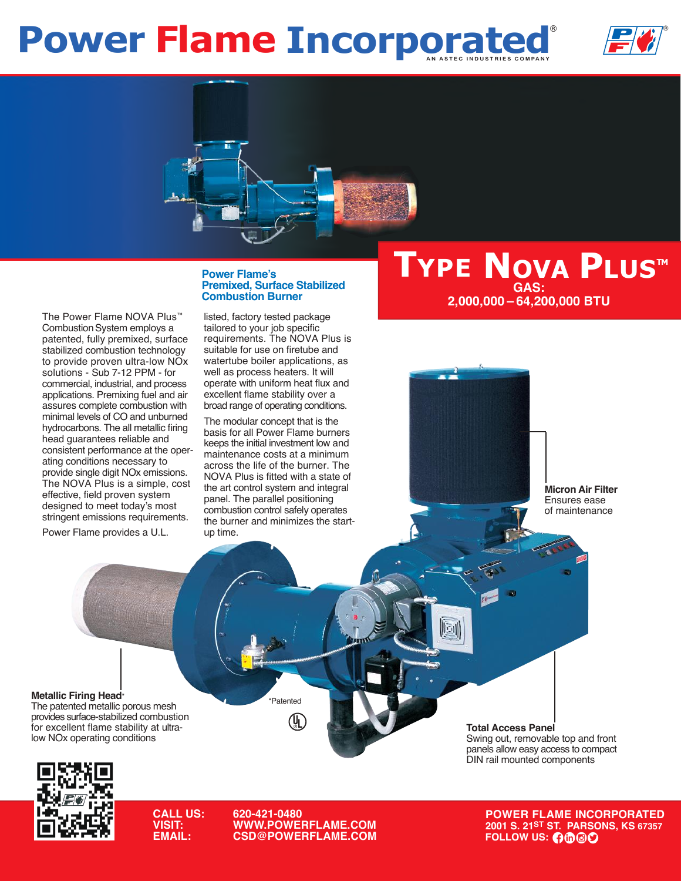# Power Flame Incorporated®

AN ASTEC INDUSTRIES COMPANY

## Type Nova Plus™

**GAS:**
**2,000,000 – 64,200,000 BTU**

### Power Flame's Premixed, Surface Stabilized Combustion Burner

The Power Flame NOVA Plus™ Combustion System employs a patented, fully premixed, surface stabilized combustion technology to provide proven ultra-low NOx solutions - Sub 7-12 PPM - for commercial, industrial, and process applications. Premixing fuel and air assures complete combustion with minimal levels of CO and unburned hydrocarbons. The all metallic firing head guarantees reliable and consistent performance at the operating conditions necessary to provide single digit NOx emissions. The NOVA Plus is a simple, cost effective, field proven system designed to meet today's most stringent emissions requirements.

Power Flame provides a U.L. listed, factory tested package tailored to your job specific requirements. The NOVA Plus is suitable for use on firetube and watertube boiler applications, as well as process heaters. It will operate with uniform heat flux and excellent flame stability over a broad range of operating conditions.

The modular concept that is the basis for all Power Flame burners keeps the initial investment low and maintenance costs at a minimum across the life of the burner. The NOVA Plus is fitted with a state of the art control system and integral panel. The parallel positioning combustion control safely operates the burner and minimizes the start-up time.

**Micron Air Filter**
Ensures ease of maintenance

**Metallic Firing Head***
The patented metallic porous mesh provides surface-stabilized combustion for excellent flame stability at ultra-low NOx operating conditions

*Patented

**Total Access Panel**
Swing out, removable top and front panels allow easy access to compact DIN rail mounted components

**CALL US:** 620-421-0480
**VISIT:** WWW.POWERFLAME.COM
**EMAIL:** CSD@POWERFLAME.COM

**POWER FLAME INCORPORATED**
2001 S. 21ST ST. PARSONS, KS 67357
FOLLOW US: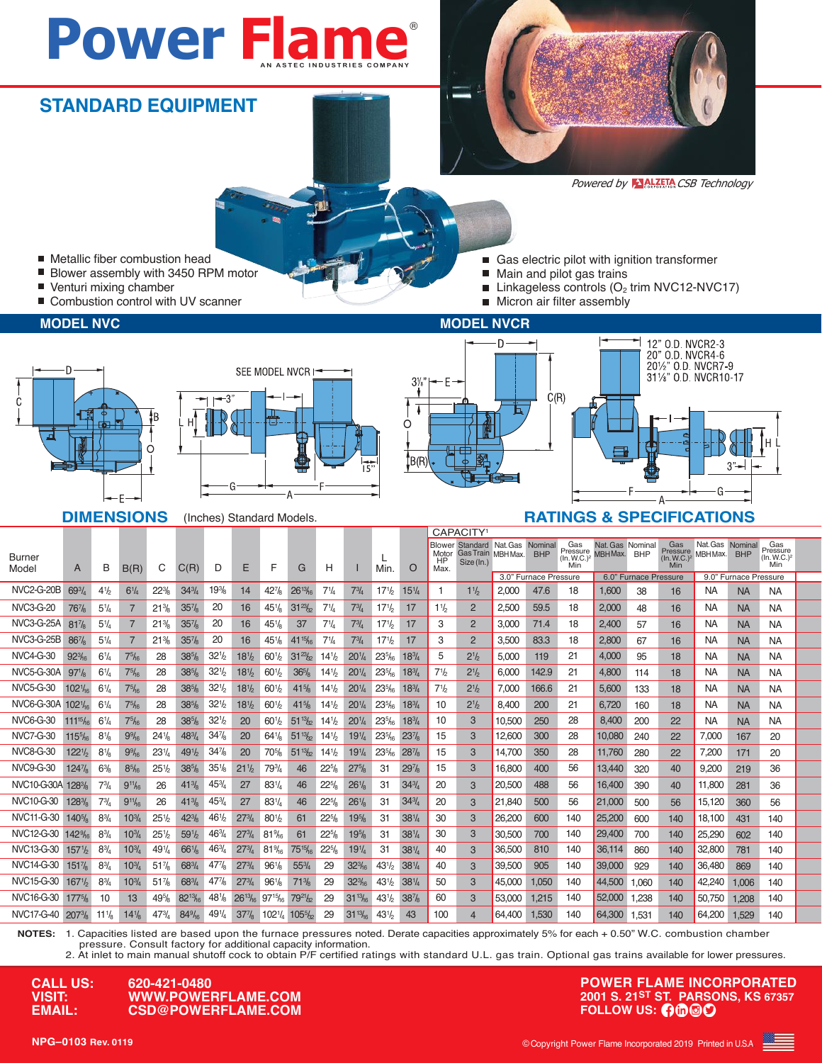# Power Flame

AN ASTEC INDUSTRIES COMPANY

## STANDARD EQUIPMENT

Powered by ALZETA CSB Technology

- Metallic fiber combustion head
- Blower assembly with 3450 RPM motor
- Venturi mixing chamber
- Combustion control with UV scanner
- Gas electric pilot with ignition transformer
- Main and pilot gas trains
- Linkageless controls ($O_2$ trim NVC12-NVC17)
- Micron air filter assembly

## MODEL NVC

D
C
B
O
E
SEE MODEL NVCR
L
H
3"
15"
G
A
F

## MODEL NVCR

3⅛"
E
D
O
C(R)
B(R)
12" O.D. NVCR2-3
20" O.D. NVCR4-6
20½" O.D. NVCR7-9
31⅛" O.D. NVCR10-17
I
H
L
3"
F
A
G

## DIMENSIONS (Inches) Standard Models.

## RATINGS & SPECIFICATIONS

| Burner Model | A | B | B(R) | C | C(R) | D | E | F | G | H | I | L Min. | O | CAPACITY[1] Blower Motor HP Max. | Standard Gas Train Size (In.) | Nat.Gas MBH Max. | Nominal BHP | Gas Pressure (In.W.C.)[2] Min | Nat.Gas MBH Max. | Nominal BHP | Gas Pressure (In.W.C.)[2] Min | Nat.Gas MBH Max. | Nominal BHP | Gas Pressure (In.W.C.)[2] Min |
|---|---|---|---|---|---|---|---|---|---|---|---|---|---|---|---|---|---|---|---|---|---|---|---|---|
| | | | | | | | | | | | | | | | | 3.0" Furnace Pressure | | | 6.0" Furnace Pressure | | | 9.0" Furnace Pressure | | |
| NVC2-G-20B | 69¾ | 4½ | 6¼ | 22⅜ | 34¾ | 19⅜ | 14 | 42⅞ | 26¹³⁄₁₆ | 7¼ | 7¾ | 17½ | 15¼ | 1 | 1½ | 2,000 | 47.6 | 18 | 1,600 | 38 | 16 | NA | NA | NA |
| NVC3-G-20 | 76⅞ | 5¼ | 7 | 21⅜ | 35⅞ | 20 | 16 | 45⅛ | 31²³⁄₃₂ | 7¼ | 7¾ | 17½ | 17 | 1½ | 2 | 2,500 | 59.5 | 18 | 2,000 | 48 | 16 | NA | NA | NA |
| NVC3-G-25A | 81⅞ | 5¼ | 7 | 21⅜ | 35⅞ | 20 | 16 | 45⅛ | 37 | 7¼ | 7¾ | 17½ | 17 | 3 | 2 | 3,000 | 71.4 | 18 | 2,400 | 57 | 16 | NA | NA | NA |
| NVC3-G-25B | 86⅞ | 5¼ | 7 | 21⅜ | 35⅞ | 20 | 16 | 45⅛ | 41¹⁵⁄₁₆ | 7¼ | 7¾ | 17½ | 17 | 3 | 2 | 3,500 | 83.3 | 18 | 2,800 | 67 | 16 | NA | NA | NA |
| NVC4-G-30 | 92³⁄₁₆ | 6¼ | 7⁵⁄₁₆ | 28 | 38⅝ | 32½ | 18½ | 60½ | 31²³⁄₃₂ | 14½ | 20¼ | 23⁵⁄₁₆ | 18¾ | 5 | 2½ | 5,000 | 119 | 21 | 4,000 | 95 | 18 | NA | NA | NA |
| NVC5-G-30A | 97⅛ | 6¼ | 7⁵⁄₁₆ | 28 | 38⅝ | 32½ | 18½ | 60½ | 36⅝ | 14½ | 20¼ | 23⁵⁄₁₆ | 18¾ | 7½ | 2½ | 6,000 | 142.9 | 21 | 4,800 | 114 | 18 | NA | NA | NA |
| NVC5-G-30 | 102¹⁄₁₆ | 6¼ | 7⁵⁄₁₆ | 28 | 38⅝ | 32½ | 18½ | 60½ | 41⅝ | 14½ | 20¼ | 23⁵⁄₁₆ | 18¾ | 7½ | 2½ | 7,000 | 166.6 | 21 | 5,600 | 133 | 18 | NA | NA | NA |
| NVC6-G-30A | 102¹⁄₁₆ | 6¼ | 7⁵⁄₁₆ | 28 | 38⅝ | 32½ | 18½ | 60½ | 41⅝ | 14½ | 20¼ | 23⁵⁄₁₆ | 18¾ | 10 | 2½ | 8,400 | 200 | 21 | 6,720 | 160 | 18 | NA | NA | NA |
| NVC6-G-30 | 111⁵⁄₁₆ | 6¼ | 7⁵⁄₁₆ | 28 | 38⅝ | 32½ | 20 | 60½ | 51¹³⁄₃₂ | 14½ | 20¼ | 23⁵⁄₁₆ | 18¾ | 10 | 3 | 10,500 | 250 | 28 | 8,400 | 200 | 22 | NA | NA | NA |
| NVC7-G-30 | 115⁵⁄₁₆ | 8⅛ | 9⁹⁄₁₆ | 24⅛ | 48¾ | 34⅞ | 20 | 64⅛ | 51¹³⁄₃₂ | 14½ | 19¼ | 23⁵⁄₁₆ | 23⅞ | 15 | 3 | 12,600 | 300 | 28 | 10,080 | 240 | 22 | 7,000 | 167 | 20 |
| NVC8-G-30 | 122½ | 8⅛ | 9⁹⁄₁₆ | 23¼ | 49½ | 34⅞ | 20 | 70⅝ | 51¹³⁄₃₂ | 14½ | 19¼ | 23⁵⁄₁₆ | 28⅞ | 15 | 3 | 14,700 | 350 | 28 | 11,760 | 280 | 22 | 7,200 | 171 | 20 |
| NVC9-G-30 | 124⅞ | 6⅝ | 8⁵⁄₁₆ | 25½ | 38⅝ | 35⅛ | 21½ | 79¾ | 46 | 22⅝ | 27⅝ | 31 | 29⅞ | 15 | 3 | 16,800 | 400 | 56 | 13,440 | 320 | 40 | 9,200 | 219 | 36 |
| NVC10-G-30A | 128⅜ | 7¾ | 9¹¹⁄₁₆ | 26 | 41⅜ | 45¾ | 27 | 83¼ | 46 | 22⅝ | 26⅛ | 31 | 34¾ | 20 | 3 | 20,500 | 488 | 56 | 16,400 | 390 | 40 | 11,800 | 281 | 36 |
| NVC10-G-30 | 128⅜ | 7¾ | 9¹¹⁄₁₆ | 26 | 41⅜ | 45¾ | 27 | 83¼ | 46 | 22⅝ | 26⅛ | 31 | 34¾ | 20 | 3 | 21,840 | 500 | 56 | 21,000 | 500 | 56 | 15,120 | 360 | 56 |
| NVC11-G-30 | 140⅝ | 8¾ | 10¾ | 25½ | 42⅜ | 46½ | 27¾ | 80½ | 61 | 22⅝ | 19⅝ | 31 | 38¼ | 30 | 3 | 26,200 | 600 | 140 | 25,200 | 600 | 140 | 18,100 | 431 | 140 |
| NVC12-G-30 | 142⁹⁄₁₆ | 8¾ | 10¾ | 25½ | 59½ | 46¾ | 27¾ | 81⁹⁄₁₆ | 61 | 22⅝ | 19⅝ | 31 | 38¼ | 30 | 3 | 30,500 | 700 | 140 | 29,400 | 700 | 140 | 25,290 | 602 | 140 |
| NVC13-G-30 | 157½ | 8¾ | 10¾ | 49¼ | 66⅛ | 46¾ | 27¾ | 81⁹⁄₁₆ | 75¹⁵⁄₁₆ | 22⅝ | 19¼ | 31 | 38¼ | 40 | 3 | 36,500 | 810 | 140 | 36,114 | 860 | 140 | 32,800 | 781 | 140 |
| NVC14-G-30 | 151⅞ | 8¾ | 10¾ | 51⅞ | 68⅜ | 47⅞ | 27¾ | 96⅛ | 55⅜ | 29 | 32⁵⁄₁₆ | 43½ | 38¼ | 40 | 3 | 39,500 | 905 | 140 | 39,000 | 929 | 140 | 36,480 | 869 | 140 |
| NVC15-G-30 | 167½ | 8¾ | 10¾ | 51⅞ | 68⅜ | 47⅞ | 27¾ | 96⅛ | 71⅜ | 29 | 32⁵⁄₁₆ | 43½ | 38¼ | 50 | 3 | 45,000 | 1,050 | 140 | 44,500 | 1,060 | 140 | 42,240 | 1,006 | 140 |
| NVC16-G-30 | 177⅝ | 10 | 13 | 49⅝ | 82¹³⁄₁₆ | 48⅛ | 26¹³⁄₁₆ | 97¹⁵⁄₁₆ | 79²¹⁄₃₂ | 29 | 31¹³⁄₁₆ | 43½ | 38⅞ | 60 | 3 | 53,000 | 1,215 | 140 | 52,000 | 1,238 | 140 | 50,750 | 1,208 | 140 |
| NVC17-G-40 | 207⅜ | 11⅛ | 14⅛ | 47¾ | 84⁹⁄₁₆ | 49¼ | 37⅛ | 102¼ | 105⁵⁄₃₂ | 29 | 31¹³⁄₁₆ | 43½ | 43 | 100 | 4 | 64,400 | 1,530 | 140 | 64,300 | 1,531 | 140 | 64,200 | 1,529 | 140 |

**NOTES:** 1. Capacities listed are based upon the furnace pressures noted. Derate capacities approximately 5% for each + 0.50" W.C. combustion chamber pressure. Consult factory for additional capacity information.
2. At inlet to main manual shutoff cock to obtain P/F certified ratings with standard U.L. gas train. Optional gas trains available for lower pressures.

**CALL US:** 620-421-0480
**VISIT:** WWW.POWERFLAME.COM
**EMAIL:** CSD@POWERFLAME.COM

**POWER FLAME INCORPORATED**
**2001 S. 21ST ST. PARSONS, KS 67357**
**FOLLOW US:**

NPG–0103 Rev. 0119

©Copyright Power Flame Incorporated 2019 Printed in U.S.A